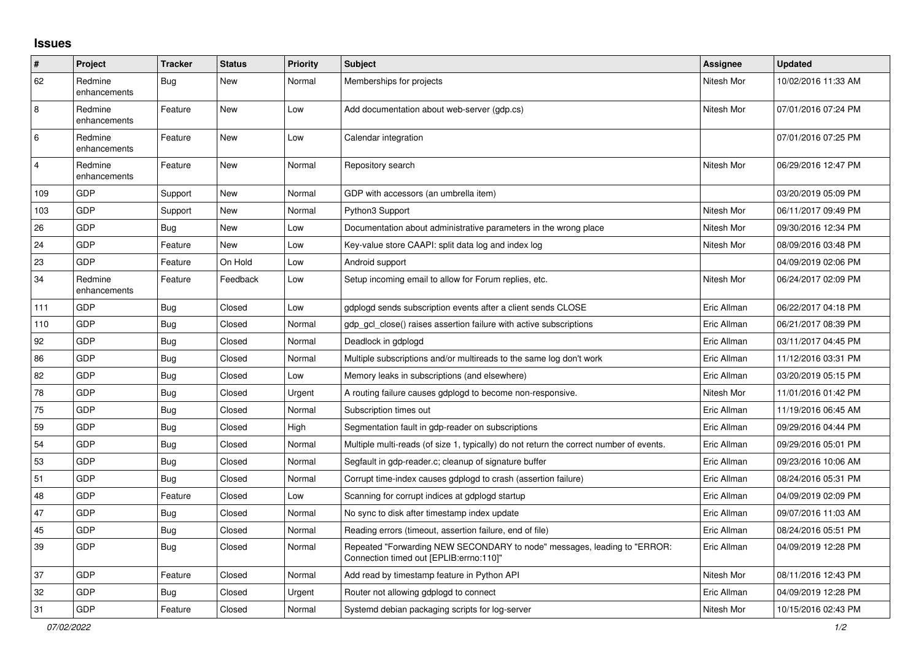## Issues

| # | Project | Tracker | Status | Priority | Subject | Assignee | Updated |
|---|---|---|---|---|---|---|---|
| 62 | Redmine enhancements | Bug | New | Normal | Memberships for projects | Nitesh Mor | 10/02/2016 11:33 AM |
| 8 | Redmine enhancements | Feature | New | Low | Add documentation about web-server (gdp.cs) | Nitesh Mor | 07/01/2016 07:24 PM |
| 6 | Redmine enhancements | Feature | New | Low | Calendar integration | | 07/01/2016 07:25 PM |
| 4 | Redmine enhancements | Feature | New | Normal | Repository search | Nitesh Mor | 06/29/2016 12:47 PM |
| 109 | GDP | Support | New | Normal | GDP with accessors (an umbrella item) | | 03/20/2019 05:09 PM |
| 103 | GDP | Support | New | Normal | Python3 Support | Nitesh Mor | 06/11/2017 09:49 PM |
| 26 | GDP | Bug | New | Low | Documentation about administrative parameters in the wrong place | Nitesh Mor | 09/30/2016 12:34 PM |
| 24 | GDP | Feature | New | Low | Key-value store CAAPI: split data log and index log | Nitesh Mor | 08/09/2016 03:48 PM |
| 23 | GDP | Feature | On Hold | Low | Android support | | 04/09/2019 02:06 PM |
| 34 | Redmine enhancements | Feature | Feedback | Low | Setup incoming email to allow for Forum replies, etc. | Nitesh Mor | 06/24/2017 02:09 PM |
| 111 | GDP | Bug | Closed | Low | gdplogd sends subscription events after a client sends CLOSE | Eric Allman | 06/22/2017 04:18 PM |
| 110 | GDP | Bug | Closed | Normal | gdp_gcl_close() raises assertion failure with active subscriptions | Eric Allman | 06/21/2017 08:39 PM |
| 92 | GDP | Bug | Closed | Normal | Deadlock in gdplogd | Eric Allman | 03/11/2017 04:45 PM |
| 86 | GDP | Bug | Closed | Normal | Multiple subscriptions and/or multireads to the same log don't work | Eric Allman | 11/12/2016 03:31 PM |
| 82 | GDP | Bug | Closed | Low | Memory leaks in subscriptions (and elsewhere) | Eric Allman | 03/20/2019 05:15 PM |
| 78 | GDP | Bug | Closed | Urgent | A routing failure causes gdplogd to become non-responsive. | Nitesh Mor | 11/01/2016 01:42 PM |
| 75 | GDP | Bug | Closed | Normal | Subscription times out | Eric Allman | 11/19/2016 06:45 AM |
| 59 | GDP | Bug | Closed | High | Segmentation fault in gdp-reader on subscriptions | Eric Allman | 09/29/2016 04:44 PM |
| 54 | GDP | Bug | Closed | Normal | Multiple multi-reads (of size 1, typically) do not return the correct number of events. | Eric Allman | 09/29/2016 05:01 PM |
| 53 | GDP | Bug | Closed | Normal | Segfault in gdp-reader.c; cleanup of signature buffer | Eric Allman | 09/23/2016 10:06 AM |
| 51 | GDP | Bug | Closed | Normal | Corrupt time-index causes gdplogd to crash (assertion failure) | Eric Allman | 08/24/2016 05:31 PM |
| 48 | GDP | Feature | Closed | Low | Scanning for corrupt indices at gdplogd startup | Eric Allman | 04/09/2019 02:09 PM |
| 47 | GDP | Bug | Closed | Normal | No sync to disk after timestamp index update | Eric Allman | 09/07/2016 11:03 AM |
| 45 | GDP | Bug | Closed | Normal | Reading errors (timeout, assertion failure, end of file) | Eric Allman | 08/24/2016 05:51 PM |
| 39 | GDP | Bug | Closed | Normal | Repeated "Forwarding NEW SECONDARY to node" messages, leading to "ERROR: Connection timed out [EPLIB:errno:110]" | Eric Allman | 04/09/2019 12:28 PM |
| 37 | GDP | Feature | Closed | Normal | Add read by timestamp feature in Python API | Nitesh Mor | 08/11/2016 12:43 PM |
| 32 | GDP | Bug | Closed | Urgent | Router not allowing gdplogd to connect | Eric Allman | 04/09/2019 12:28 PM |
| 31 | GDP | Feature | Closed | Normal | Systemd debian packaging scripts for log-server | Nitesh Mor | 10/15/2016 02:43 PM |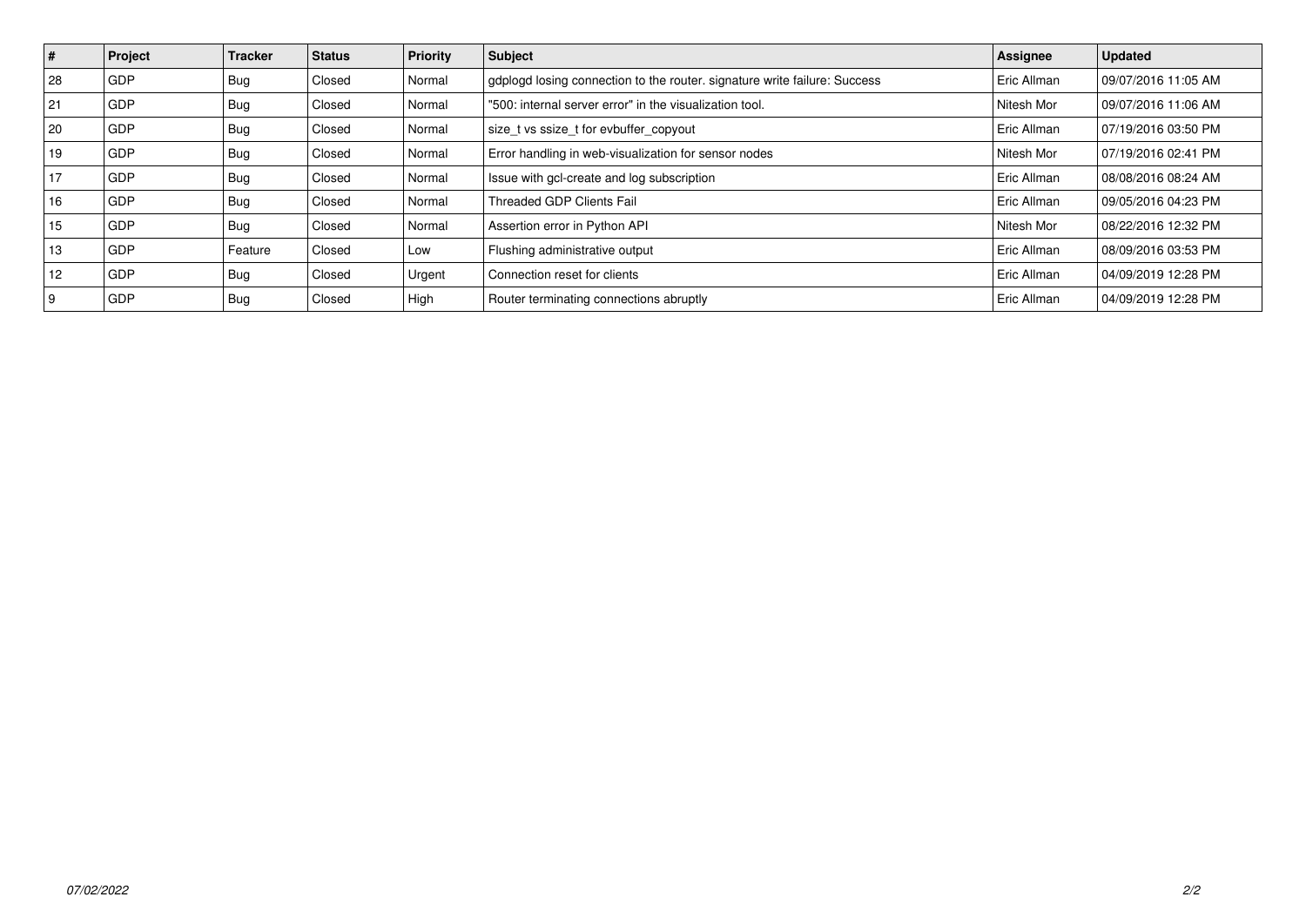| # | Project | Tracker | Status | Priority | Subject | Assignee | Updated |
|---|---|---|---|---|---|---|---|
| 28 | GDP | Bug | Closed | Normal | gdplogd losing connection to the router. signature write failure: Success | Eric Allman | 09/07/2016 11:05 AM |
| 21 | GDP | Bug | Closed | Normal | "500: internal server error" in the visualization tool. | Nitesh Mor | 09/07/2016 11:06 AM |
| 20 | GDP | Bug | Closed | Normal | size_t vs ssize_t for evbuffer_copyout | Eric Allman | 07/19/2016 03:50 PM |
| 19 | GDP | Bug | Closed | Normal | Error handling in web-visualization for sensor nodes | Nitesh Mor | 07/19/2016 02:41 PM |
| 17 | GDP | Bug | Closed | Normal | Issue with gcl-create and log subscription | Eric Allman | 08/08/2016 08:24 AM |
| 16 | GDP | Bug | Closed | Normal | Threaded GDP Clients Fail | Eric Allman | 09/05/2016 04:23 PM |
| 15 | GDP | Bug | Closed | Normal | Assertion error in Python API | Nitesh Mor | 08/22/2016 12:32 PM |
| 13 | GDP | Feature | Closed | Low | Flushing administrative output | Eric Allman | 08/09/2016 03:53 PM |
| 12 | GDP | Bug | Closed | Urgent | Connection reset for clients | Eric Allman | 04/09/2019 12:28 PM |
| 9 | GDP | Bug | Closed | High | Router terminating connections abruptly | Eric Allman | 04/09/2019 12:28 PM |